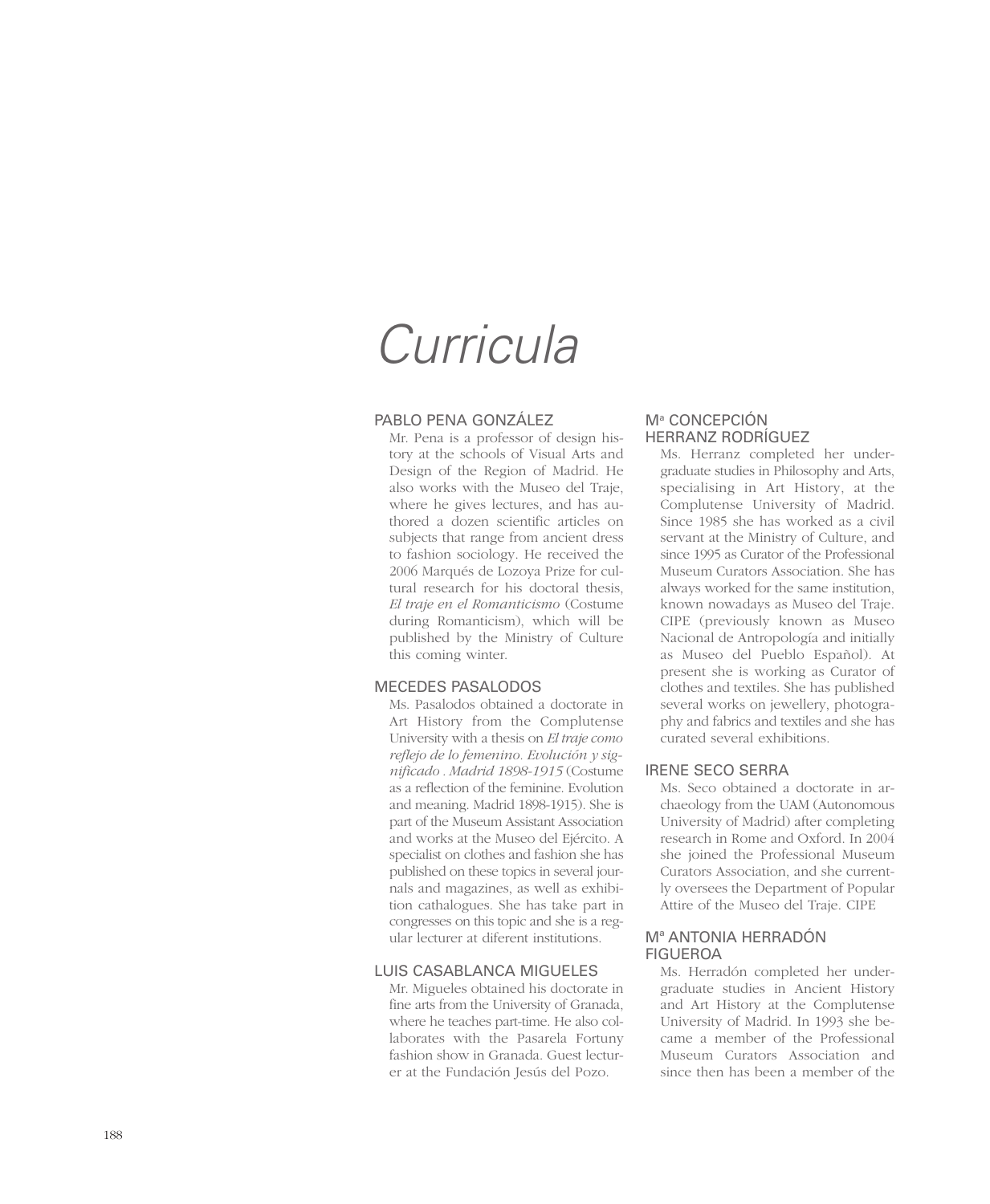# Curricula

## PABLO PENA GONZÁLEZ

Mr. Pena is a professor of design history at the schools of Visual Arts and Design of the Region of Madrid. He also works with the Museo del Traje, where he gives lectures, and has authored a dozen scientific articles on subjects that range from ancient dress to fashion sociology. He received the 2006 Marqués de Lozoya Prize for cultural research for his doctoral thesis, *El traje en el Romanticismo* (Costume during Romanticism), which will be published by the Ministry of Culture this coming winter.

## MECEDES PASALODOS

Ms. Pasalodos obtained a doctorate in Art History from the Complutense University with a thesis on *El traje como reflejo de lo femenino. Evolución y significado . Madrid 1898-1915* (Costume as a reflection of the feminine. Evolution and meaning. Madrid 1898-1915). She is part of the Museum Assistant Association and works at the Museo del Ejército. A specialist on clothes and fashion she has published on these topics in several journals and magazines, as well as exhibition cathalogues. She has take part in congresses on this topic and she is a regular lecturer at diferent institutions.

## LUIS CASABLANCA MIGUELES

Mr. Migueles obtained his doctorate in fine arts from the University of Granada, where he teaches part-time. He also collaborates with the Pasarela Fortuny fashion show in Granada. Guest lecturer at the Fundación Jesús del Pozo.

## Mª CONCEPCIÓN HERRANZ RODRÍGUEZ

Ms. Herranz completed her undergraduate studies in Philosophy and Arts, specialising in Art History, at the Complutense University of Madrid. Since 1985 she has worked as a civil servant at the Ministry of Culture, and since 1995 as Curator of the Professional Museum Curators Association. She has always worked for the same institution, known nowadays as Museo del Traje. CIPE (previously known as Museo Nacional de Antropología and initially as Museo del Pueblo Español). At present she is working as Curator of clothes and textiles. She has published several works on jewellery, photography and fabrics and textiles and she has curated several exhibitions.

## IRENE SECO SERRA

Ms. Seco obtained a doctorate in archaeology from the UAM (Autonomous University of Madrid) after completing research in Rome and Oxford. In 2004 she joined the Professional Museum Curators Association, and she currently oversees the Department of Popular Attire of the Museo del Traje. CIPE

## Mª ANTONIA HERRADÓN FIGUEROA

Ms. Herradón completed her undergraduate studies in Ancient History and Art History at the Complutense University of Madrid. In 1993 she became a member of the Professional Museum Curators Association and since then has been a member of the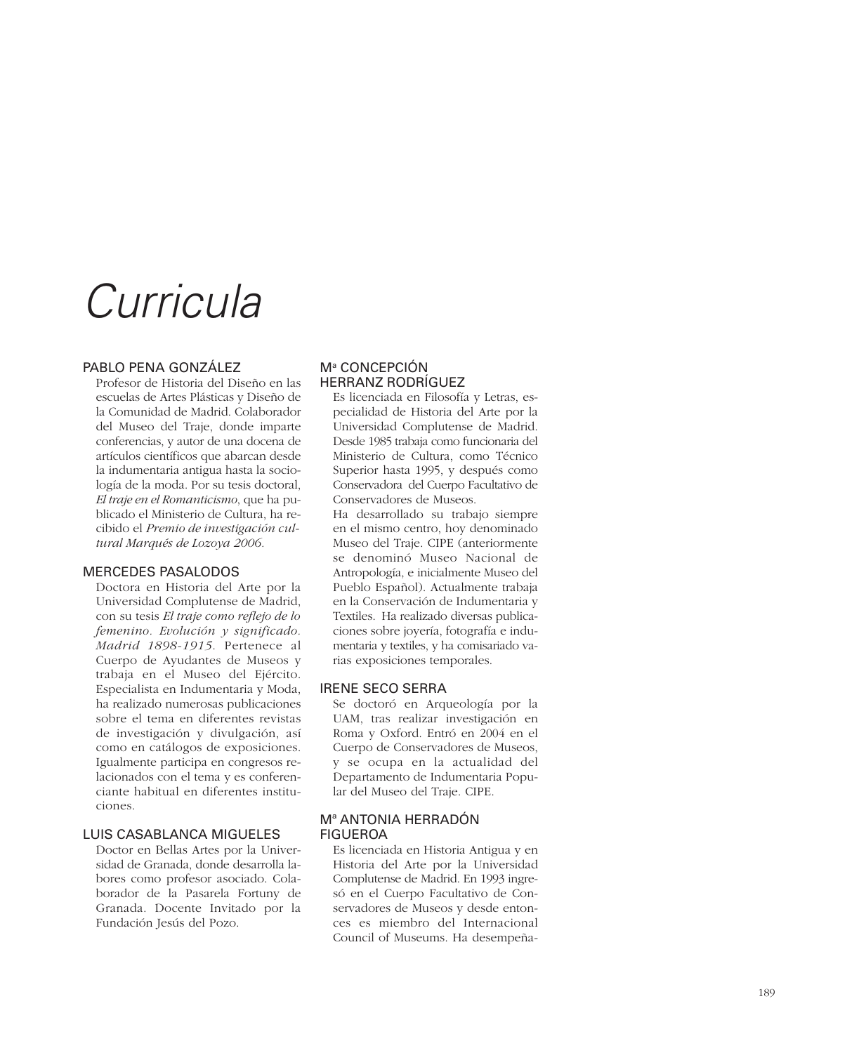# Curricula

## PABLO PENA GONZÁLEZ

Profesor de Historia del Diseño en las escuelas de Artes Plásticas y Diseño de la Comunidad de Madrid. Colaborador del Museo del Traje, donde imparte conferencias, y autor de una docena de artículos científicos que abarcan desde la indumentaria antigua hasta la sociología de la moda. Por su tesis doctoral, *El traje en el Romanticismo*, que ha publicado el Ministerio de Cultura, ha recibido el *Premio de investigación cultural Marqués de Lozoya 2006*.

## MERCEDES PASALODOS

Doctora en Historia del Arte por la Universidad Complutense de Madrid, con su tesis *El traje como reflejo de lo femenino. Evolución y significado. Madrid 1898-1915*. Pertenece al Cuerpo de Ayudantes de Museos y trabaja en el Museo del Ejército. Especialista en Indumentaria y Moda, ha realizado numerosas publicaciones sobre el tema en diferentes revistas de investigación y divulgación, así como en catálogos de exposiciones. Igualmente participa en congresos relacionados con el tema y es conferenciante habitual en diferentes instituciones.

## LUIS CASABLANCA MIGUELES

Doctor en Bellas Artes por la Universidad de Granada, donde desarrolla labores como profesor asociado. Colaborador de la Pasarela Fortuny de Granada. Docente Invitado por la Fundación Jesús del Pozo.

## Mª CONCEPCIÓN HERRANZ RODRÍGUEZ

Es licenciada en Filosofía y Letras, especialidad de Historia del Arte por la Universidad Complutense de Madrid. Desde 1985 trabaja como funcionaria del Ministerio de Cultura, como Técnico Superior hasta 1995, y después como Conservadora del Cuerpo Facultativo de Conservadores de Museos.

Ha desarrollado su trabajo siempre en el mismo centro, hoy denominado Museo del Traje. CIPE (anteriormente se denominó Museo Nacional de Antropología, e inicialmente Museo del Pueblo Español). Actualmente trabaja en la Conservación de Indumentaria y Textiles. Ha realizado diversas publicaciones sobre joyería, fotografía e indumentaria y textiles, y ha comisariado varias exposiciones temporales.

## IRENE SECO SERRA

Se doctoró en Arqueología por la UAM, tras realizar investigación en Roma y Oxford. Entró en 2004 en el Cuerpo de Conservadores de Museos, y se ocupa en la actualidad del Departamento de Indumentaria Popular del Museo del Traje. CIPE.

## Mª ANTONIA HERRADÓN FIGUEROA

Es licenciada en Historia Antigua y en Historia del Arte por la Universidad Complutense de Madrid. En 1993 ingresó en el Cuerpo Facultativo de Conservadores de Museos y desde entonces es miembro del Internacional Council of Museums. Ha desempeña-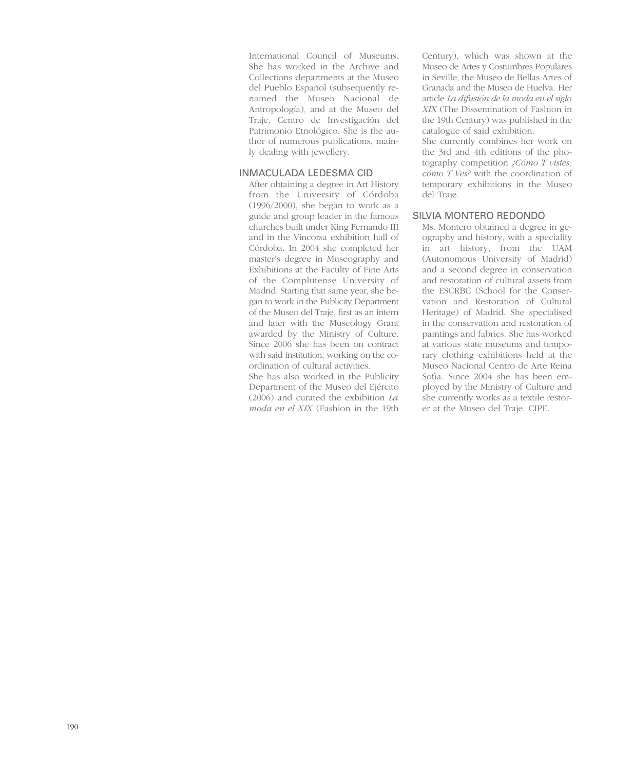International Council of Museums. She has worked in the Archive and Collections departments at the Museo del Pueblo Español (subsequently renamed the Museo Nacional de Antropología), and at the Museo del Traje, Centro de Investigación del Patrimonio Etnológico. She is the author of numerous publications, mainly dealing with jewellery.

## INMACULADA LEDESMA CID

After obtaining a degree in Art History from the University of Córdoba (1996/2000), she began to work as a guide and group leader in the famous churches built under King Fernando III and in the Vincorsa exhibition hall of Córdoba. In 2004 she completed her master's degree in Museography and Exhibitions at the Faculty of Fine Arts of the Complutense University of Madrid. Starting that same year, she began to work in the Publicity Department of the Museo del Traje, first as an intern and later with the Museology Grant awarded by the Ministry of Culture. Since 2006 she has been on contract with said institution, working on the coordination of cultural activities.

She has also worked in the Publicity Department of the Museo del Ejército (2006) and curated the exhibition *La moda en el XIX* (Fashion in the 19th Century), which was shown at the Museo de Artes y Costumbres Populares in Seville, the Museo de Bellas Artes of Granada and the Museo de Huelva. Her article *La difusión de la moda en el siglo XIX* (The Dissemination of Fashion in the 19th Century) was published in the catalogue of said exhibition.

She currently combines her work on the 3rd and 4th editions of the photography competition *¿Cómo T vistes, cómo T Ves?* with the coordination of temporary exhibitions in the Museo del Traje.

## SILVIA MONTERO REDONDO

Ms. Montero obtained a degree in geography and history, with a speciality in art history, from the UAM (Autonomous University of Madrid) and a second degree in conservation and restoration of cultural assets from the ESCRBC (School for the Conservation and Restoration of Cultural Heritage) of Madrid. She specialised in the conservation and restoration of paintings and fabrics. She has worked at various state museums and temporary clothing exhibitions held at the Museo Nacional Centro de Arte Reina Sofia. Since 2004 she has been employed by the Ministry of Culture and she currently works as a textile restorer at the Museo del Traje. CIPE.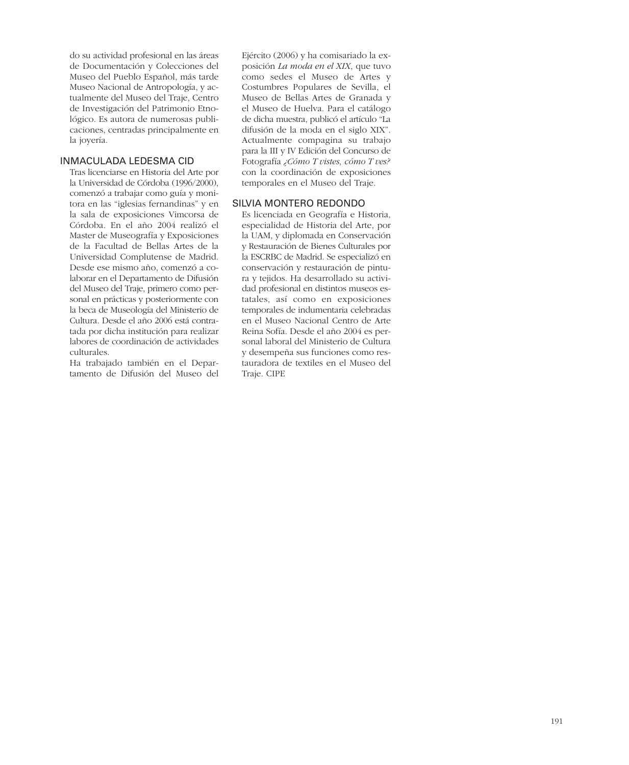do su actividad profesional en las áreas de Documentación y Colecciones del Museo del Pueblo Español, más tarde Museo Nacional de Antropología, y actualmente del Museo del Traje, Centro de Investigación del Patrimonio Etnológico. Es autora de numerosas publicaciones, centradas principalmente en la joyería.

## INMACULADA LEDESMA CID

Tras licenciarse en Historia del Arte por la Universidad de Córdoba (1996/2000), comenzó a trabajar como guía y monitora en las "iglesias fernandinas" y en la sala de exposiciones Vimcorsa de Córdoba. En el año 2004 realizó el Master de Museografía y Exposiciones de la Facultad de Bellas Artes de la Universidad Complutense de Madrid. Desde ese mismo año, comenzó a colaborar en el Departamento de Difusión del Museo del Traje, primero como personal en prácticas y posteriormente con la beca de Museología del Ministerio de Cultura. Desde el año 2006 está contratada por dicha institución para realizar labores de coordinación de actividades culturales.

Ha trabajado también en el Departamento de Difusión del Museo del Ejército (2006) y ha comisariado la exposición *La moda en el XIX*, que tuvo como sedes el Museo de Artes y Costumbres Populares de Sevilla, el Museo de Bellas Artes de Granada y el Museo de Huelva. Para el catálogo de dicha muestra, publicó el artículo "La difusión de la moda en el siglo XIX". Actualmente compagina su trabajo para la III y IV Edición del Concurso de Fotografía *¿Cómo T vistes, cómo T ves?* con la coordinación de exposiciones temporales en el Museo del Traje.

## SILVIA MONTERO REDONDO

Es licenciada en Geografía e Historia, especialidad de Historia del Arte, por la UAM, y diplomada en Conservación y Restauración de Bienes Culturales por la ESCRBC de Madrid. Se especializó en conservación y restauración de pintura y tejidos. Ha desarrollado su actividad profesional en distintos museos estatales, así como en exposiciones temporales de indumentaria celebradas en el Museo Nacional Centro de Arte Reina Sofía. Desde el año 2004 es personal laboral del Ministerio de Cultura y desempeña sus funciones como restauradora de textiles en el Museo del Traje. CIPE